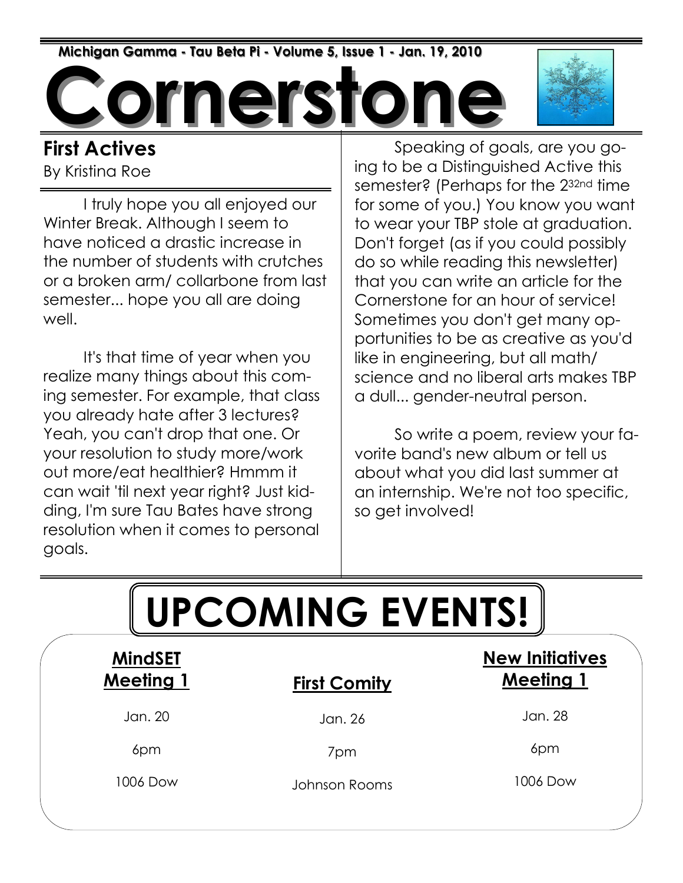Michigan Gamma - Tau Beta Pi - Volume 5, Issue 1 - Jan. 19, 2010

# Cornerstone

## First Actives

By Kristina Roe

I truly hope you all enjoyed our Winter Break. Although I seem to have noticed a drastic increase in the number of students with crutches or a broken arm/ collarbone from last semester... hope you all are doing well.

It's that time of year when you realize many things about this coming semester. For example, that class you already hate after 3 lectures? Yeah, you can't drop that one. Or your resolution to study more/work out more/eat healthier? Hmmm it can wait 'til next year right? Just kidding, I'm sure Tau Bates have strong resolution when it comes to personal goals.

Speaking of goals, are you going to be a Distinguished Active this semester? (Perhaps for the $2^{32nd}$ time for some of you.) You know you want to wear your TBP stole at graduation. Don't forget (as if you could possibly do so while reading this newsletter) that you can write an article for the Cornerstone for an hour of service! Sometimes you don't get many opportunities to be as creative as you'd like in engineering, but all math/ science and no liberal arts makes TBP a dull... gender-neutral person.

So write a poem, review your favorite band's new album or tell us about what you did last summer at an internship. We're not too specific, so get involved!

## UPCOMING EVENTS!

| MindSET Meeting 1 | First Comity | New Initiatives Meeting 1 |
|---|---|---|
| Jan. 20 | Jan. 26 | Jan. 28 |
| 6pm | 7pm | 6pm |
| 1006 Dow | Johnson Rooms | 1006 Dow |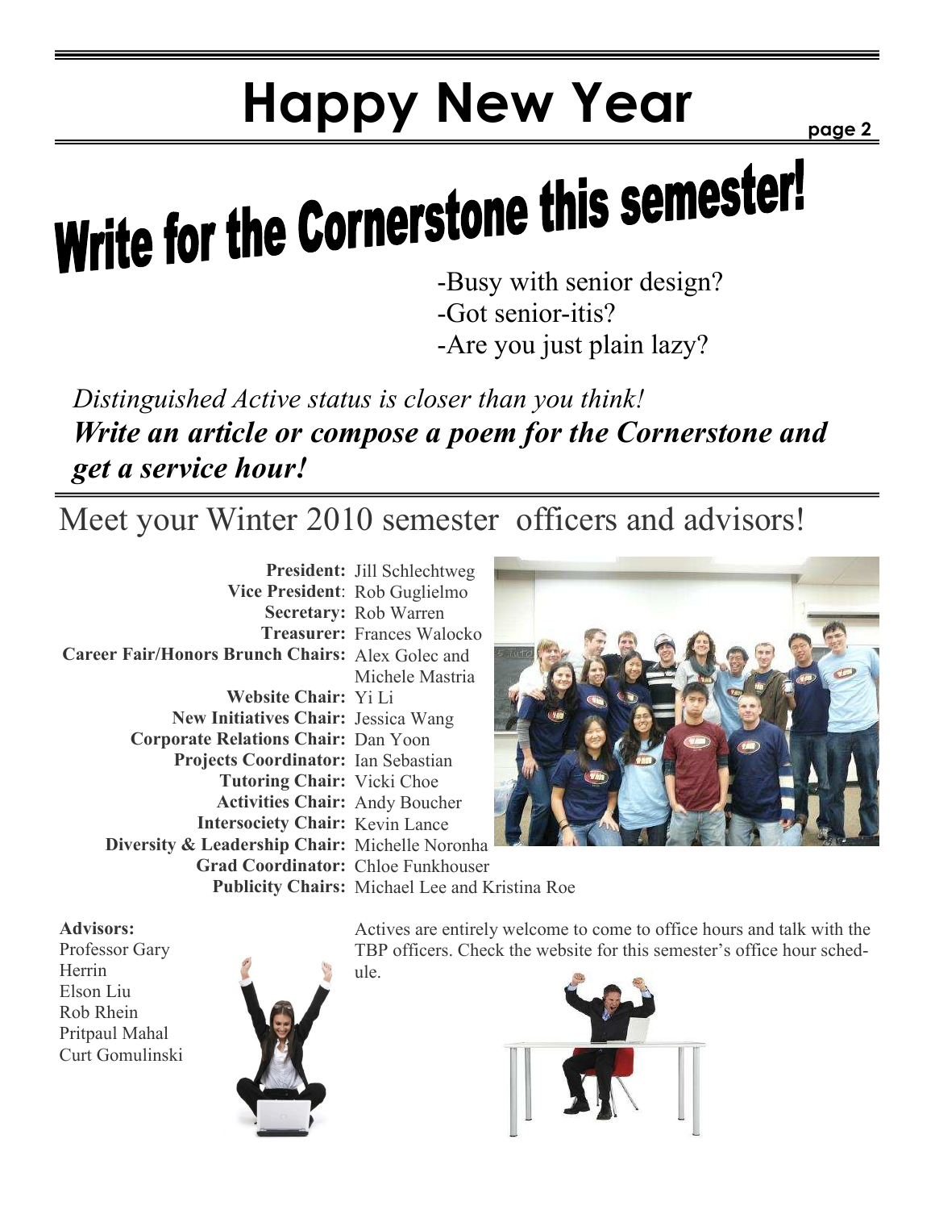# Happy New Year

# Write for the Cornerstone this semester!

-Busy with senior design?
-Got senior-itis?
-Are you just plain lazy?

*Distinguished Active status is closer than you think!*
***Write an article or compose a poem for the Cornerstone and get a service hour!***

## Meet your Winter 2010 semester officers and advisors!

**President:** Jill Schlechtweg
**Vice President**: Rob Guglielmo
**Secretary:** Rob Warren
**Treasurer:** Frances Walocko
**Career Fair/Honors Brunch Chairs:** Alex Golec and Michele Mastria
**Website Chair:** Yi Li
**New Initiatives Chair:** Jessica Wang
**Corporate Relations Chair:** Dan Yoon
**Projects Coordinator:** Ian Sebastian
**Tutoring Chair:** Vicki Choe
**Activities Chair:** Andy Boucher
**Intersociety Chair:** Kevin Lance
**Diversity & Leadership Chair:** Michelle Noronha
**Grad Coordinator:** Chloe Funkhouser
**Publicity Chairs:** Michael Lee and Kristina Roe

**Advisors:**
Professor Gary Herrin
Elson Liu
Rob Rhein
Pritpaul Mahal
Curt Gomulinski

Actives are entirely welcome to come to office hours and talk with the TBP officers. Check the website for this semester's office hour schedule.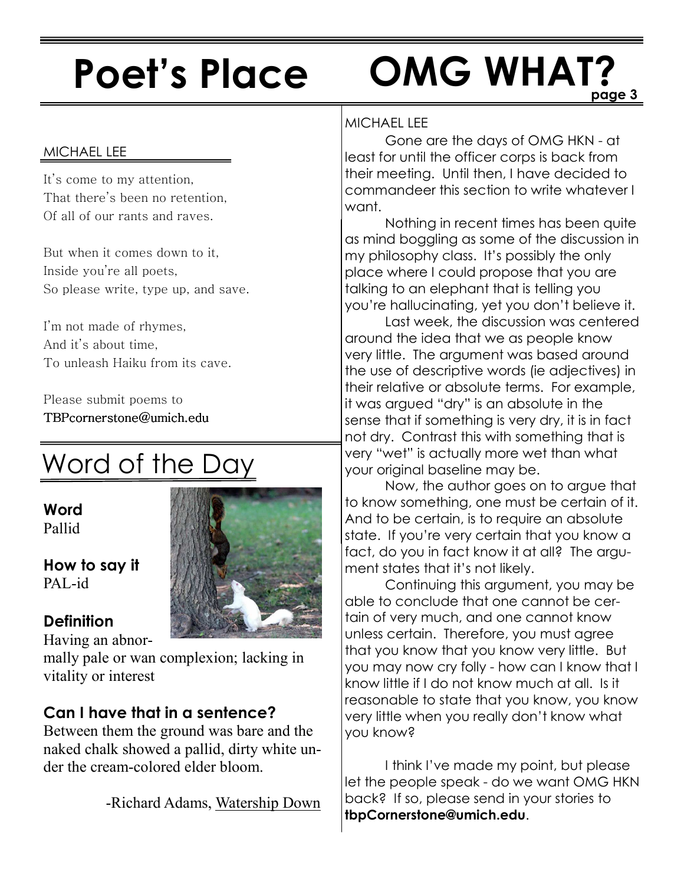# Poet's Place

MICHAEL LEE

It's come to my attention,
That there's been no retention,
Of all of our rants and raves.

But when it comes down to it,
Inside you're all poets,
So please write, type up, and save.

I'm not made of rhymes,
And it's about time,
To unleash Haiku from its cave.

Please submit poems to
TBPcornerstone@umich.edu

# Word of the Day

**Word**
Pallid

**How to say it**
PAL-id

**Definition**
Having an abnormally pale or wan complexion; lacking in vitality or interest

**Can I have that in a sentence?**
Between them the ground was bare and the naked chalk showed a pallid, dirty white under the cream-colored elder bloom.

-Richard Adams, Watership Down

# OMG WHAT?

MICHAEL LEE

Gone are the days of OMG HKN - at least for until the officer corps is back from their meeting. Until then, I have decided to commandeer this section to write whatever I want.

Nothing in recent times has been quite as mind boggling as some of the discussion in my philosophy class. It's possibly the only place where I could propose that you are talking to an elephant that is telling you you're hallucinating, yet you don't believe it.

Last week, the discussion was centered around the idea that we as people know very little. The argument was based around the use of descriptive words (ie adjectives) in their relative or absolute terms. For example, it was argued "dry" is an absolute in the sense that if something is very dry, it is in fact not dry. Contrast this with something that is very "wet" is actually more wet than what your original baseline may be.

Now, the author goes on to argue that to know something, one must be certain of it. And to be certain, is to require an absolute state. If you're very certain that you know a fact, do you in fact know it at all? The argument states that it's not likely.

Continuing this argument, you may be able to conclude that one cannot be certain of very much, and one cannot know unless certain. Therefore, you must agree that you know that you know very little. But you may now cry folly - how can I know that I know little if I do not know much at all. Is it reasonable to state that you know, you know very little when you really don't know what you know?

I think I've made my point, but please let the people speak - do we want OMG HKN back? If so, please send in your stories to **tbpCornerstone@umich.edu**.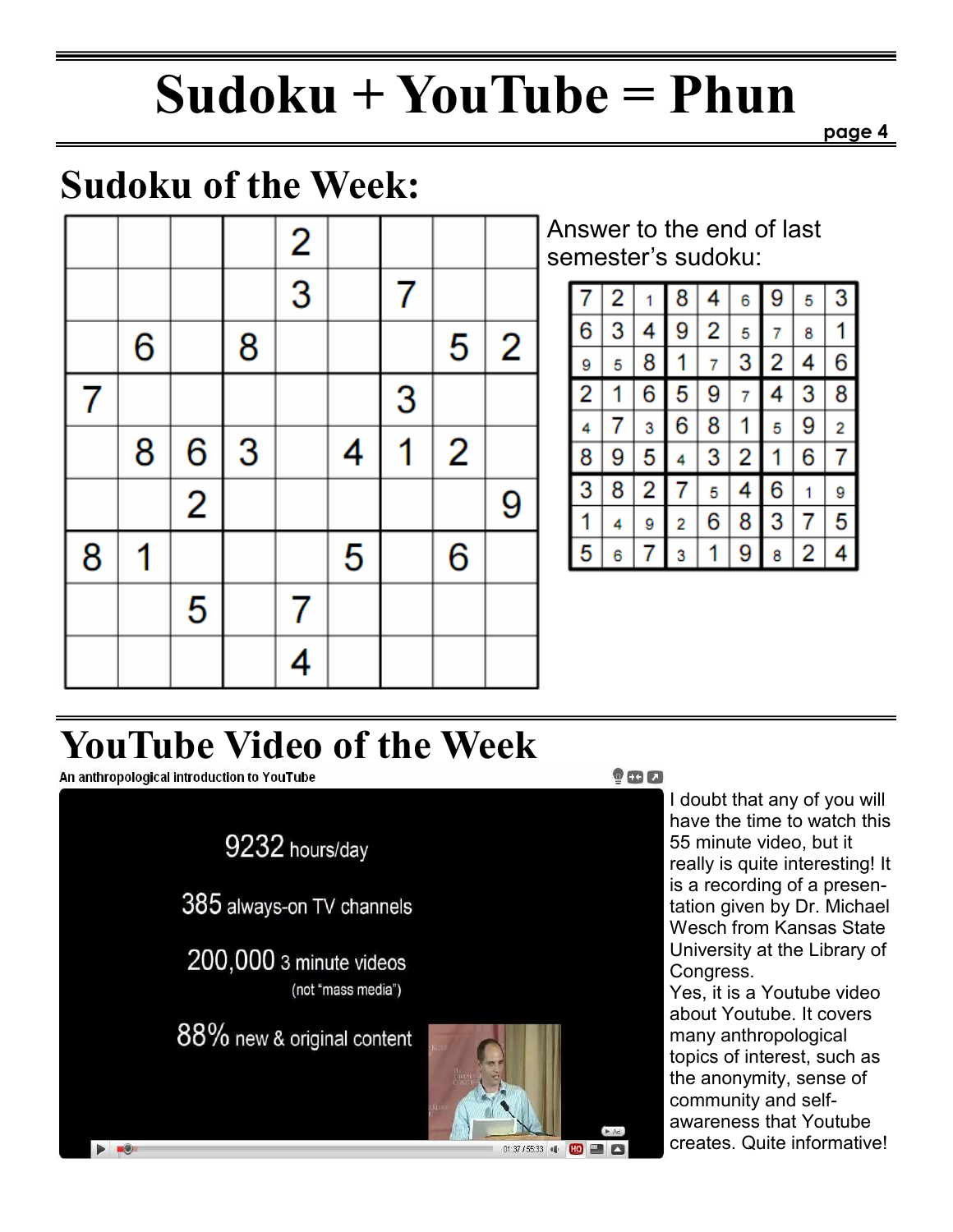# Sudoku + YouTube = Phun

## Sudoku of the Week:

| | | | | | | | | |
|---|---|---|---|---|---|---|---|---|
| | | | | 2 | | | | |
| | | | | 3 | | 7 | | |
| | 6 | | 8 | | | | 5 | 2 |
| 7 | | | | | | 3 | | |
| | 8 | 6 | 3 | | 4 | 1 | 2 | |
| | | 2 | | | | | | 9 |
| 8 | 1 | | | | 5 | | 6 | |
| | | 5 | | 7 | | | | |
| | | | | 4 | | | | |

Answer to the end of last semester's sudoku:

| | | | | | | | | |
|---|---|---|---|---|---|---|---|---|
| 7 | 2 | 1 | 8 | 4 | 6 | 9 | 5 | 3 |
| 6 | 3 | 4 | 9 | 2 | 5 | 7 | 8 | 1 |
| 9 | 5 | 8 | 1 | 7 | 3 | 2 | 4 | 6 |
| 2 | 1 | 6 | 5 | 9 | 7 | 4 | 3 | 8 |
| 4 | 7 | 3 | 6 | 8 | 1 | 5 | 9 | 2 |
| 8 | 9 | 5 | 4 | 3 | 2 | 1 | 6 | 7 |
| 3 | 8 | 2 | 7 | 5 | 4 | 6 | 1 | 9 |
| 1 | 4 | 9 | 2 | 6 | 8 | 3 | 7 | 5 |
| 5 | 6 | 7 | 3 | 1 | 9 | 8 | 2 | 4 |

## YouTube Video of the Week

An anthropological introduction to YouTube

9232 hours/day

385 always-on TV channels

200,000 3 minute videos (not "mass media")

88% new & original content

01:37 / 55:33

I doubt that any of you will have the time to watch this 55 minute video, but it really is quite interesting! It is a recording of a presentation given by Dr. Michael Wesch from Kansas State University at the Library of Congress.

Yes, it is a Youtube video about Youtube. It covers many anthropological topics of interest, such as the anonymity, sense of community and self-awareness that Youtube creates. Quite informative!